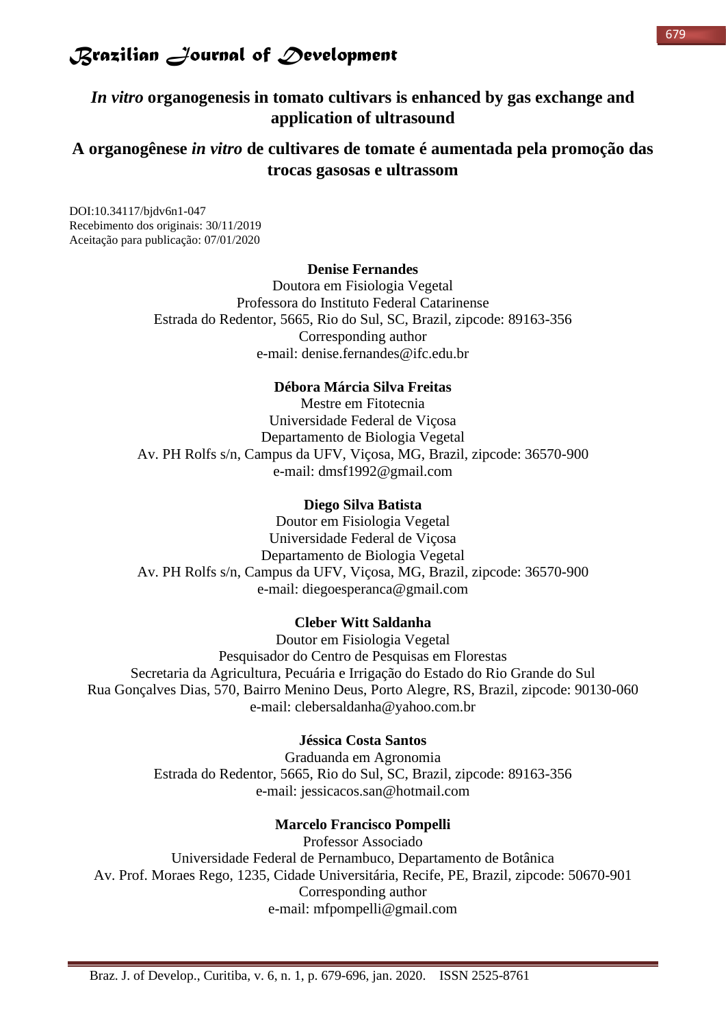# *In vitro* organogenesis in tomato cultivars is enhanced by gas exchange and application of ultrasound

# A organogênese *in vitro* de cultivares de tomate é aumentada pela promoção das trocas gasosas e ultrassom

DOI:10.34117/bjdv6n1-047
Recebimento dos originais: 30/11/2019
Aceitação para publicação: 07/01/2020

**Denise Fernandes**
Doutora em Fisiologia Vegetal
Professora do Instituto Federal Catarinense
Estrada do Redentor, 5665, Rio do Sul, SC, Brazil, zipcode: 89163-356
Corresponding author
e-mail: denise.fernandes@ifc.edu.br

**Débora Márcia Silva Freitas**
Mestre em Fitotecnia
Universidade Federal de Viçosa
Departamento de Biologia Vegetal
Av. PH Rolfs s/n, Campus da UFV, Viçosa, MG, Brazil, zipcode: 36570-900
e-mail: dmsf1992@gmail.com

**Diego Silva Batista**
Doutor em Fisiologia Vegetal
Universidade Federal de Viçosa
Departamento de Biologia Vegetal
Av. PH Rolfs s/n, Campus da UFV, Viçosa, MG, Brazil, zipcode: 36570-900
e-mail: diegoesperanca@gmail.com

**Cleber Witt Saldanha**
Doutor em Fisiologia Vegetal
Pesquisador do Centro de Pesquisas em Florestas
Secretaria da Agricultura, Pecuária e Irrigação do Estado do Rio Grande do Sul
Rua Gonçalves Dias, 570, Bairro Menino Deus, Porto Alegre, RS, Brazil, zipcode: 90130-060
e-mail: clebersaldanha@yahoo.com.br

**Jéssica Costa Santos**
Graduanda em Agronomia
Estrada do Redentor, 5665, Rio do Sul, SC, Brazil, zipcode: 89163-356
e-mail: jessicacos.san@hotmail.com

**Marcelo Francisco Pompelli**
Professor Associado
Universidade Federal de Pernambuco, Departamento de Botânica
Av. Prof. Moraes Rego, 1235, Cidade Universitária, Recife, PE, Brazil, zipcode: 50670-901
Corresponding author
e-mail: mfpompelli@gmail.com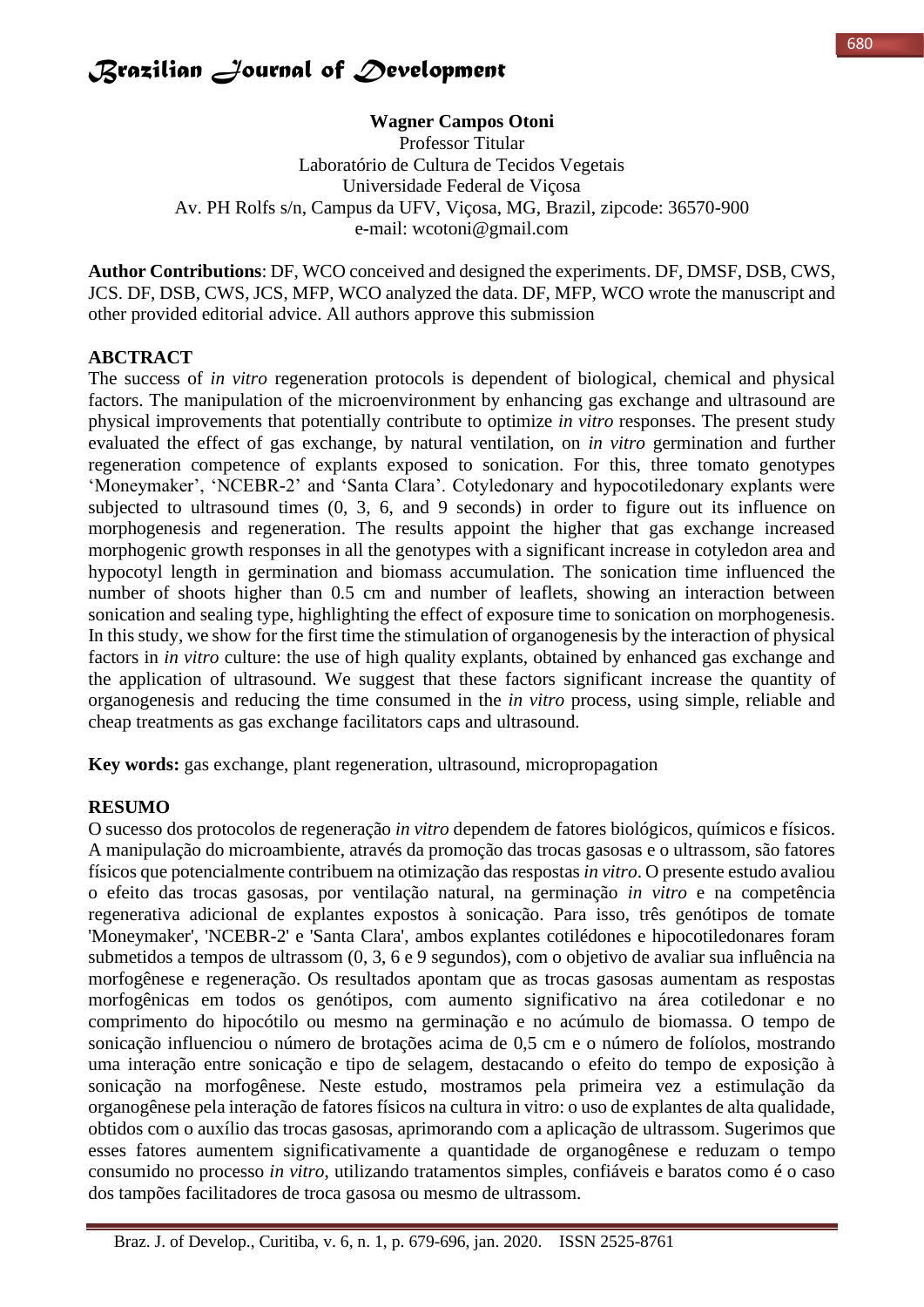**Wagner Campos Otoni**
Professor Titular
Laboratório de Cultura de Tecidos Vegetais
Universidade Federal de Viçosa
Av. PH Rolfs s/n, Campus da UFV, Viçosa, MG, Brazil, zipcode: 36570-900
e-mail: wcotoni@gmail.com

**Author Contributions**: DF, WCO conceived and designed the experiments. DF, DMSF, DSB, CWS, JCS. DF, DSB, CWS, JCS, MFP, WCO analyzed the data. DF, MFP, WCO wrote the manuscript and other provided editorial advice. All authors approve this submission

**ABCTRACT**

The success of *in vitro* regeneration protocols is dependent of biological, chemical and physical factors. The manipulation of the microenvironment by enhancing gas exchange and ultrasound are physical improvements that potentially contribute to optimize *in vitro* responses. The present study evaluated the effect of gas exchange, by natural ventilation, on *in vitro* germination and further regeneration competence of explants exposed to sonication. For this, three tomato genotypes 'Moneymaker', 'NCEBR-2' and 'Santa Clara'. Cotyledonary and hypocotiledonary explants were subjected to ultrasound times (0, 3, 6, and 9 seconds) in order to figure out its influence on morphogenesis and regeneration. The results appoint the higher that gas exchange increased morphogenic growth responses in all the genotypes with a significant increase in cotyledon area and hypocotyl length in germination and biomass accumulation. The sonication time influenced the number of shoots higher than 0.5 cm and number of leaflets, showing an interaction between sonication and sealing type, highlighting the effect of exposure time to sonication on morphogenesis. In this study, we show for the first time the stimulation of organogenesis by the interaction of physical factors in *in vitro* culture: the use of high quality explants, obtained by enhanced gas exchange and the application of ultrasound. We suggest that these factors significant increase the quantity of organogenesis and reducing the time consumed in the *in vitro* process, using simple, reliable and cheap treatments as gas exchange facilitators caps and ultrasound.

**Key words:** gas exchange, plant regeneration, ultrasound, micropropagation

**RESUMO**

O sucesso dos protocolos de regeneração *in vitro* dependem de fatores biológicos, químicos e físicos. A manipulação do microambiente, através da promoção das trocas gasosas e o ultrassom, são fatores físicos que potencialmente contribuem na otimização das respostas *in vitro*. O presente estudo avaliou o efeito das trocas gasosas, por ventilação natural, na germinação *in vitro* e na competência regenerativa adicional de explantes expostos à sonicação. Para isso, três genótipos de tomate 'Moneymaker', 'NCEBR-2' e 'Santa Clara', ambos explantes cotilédones e hipocotiledonares foram submetidos a tempos de ultrassom (0, 3, 6 e 9 segundos), com o objetivo de avaliar sua influência na morfogênese e regeneração. Os resultados apontam que as trocas gasosas aumentam as respostas morfogênicas em todos os genótipos, com aumento significativo na área cotiledonar e no comprimento do hipocótilo ou mesmo na germinação e no acúmulo de biomassa. O tempo de sonicação influenciou o número de brotações acima de 0,5 cm e o número de folíolos, mostrando uma interação entre sonicação e tipo de selagem, destacando o efeito do tempo de exposição à sonicação na morfogênese. Neste estudo, mostramos pela primeira vez a estimulação da organogênese pela interação de fatores físicos na cultura in vitro: o uso de explantes de alta qualidade, obtidos com o auxílio das trocas gasosas, aprimorando com a aplicação de ultrassom. Sugerimos que esses fatores aumentem significativamente a quantidade de organogênese e reduzam o tempo consumido no processo *in vitro*, utilizando tratamentos simples, confiáveis e baratos como é o caso dos tampões facilitadores de troca gasosa ou mesmo de ultrassom.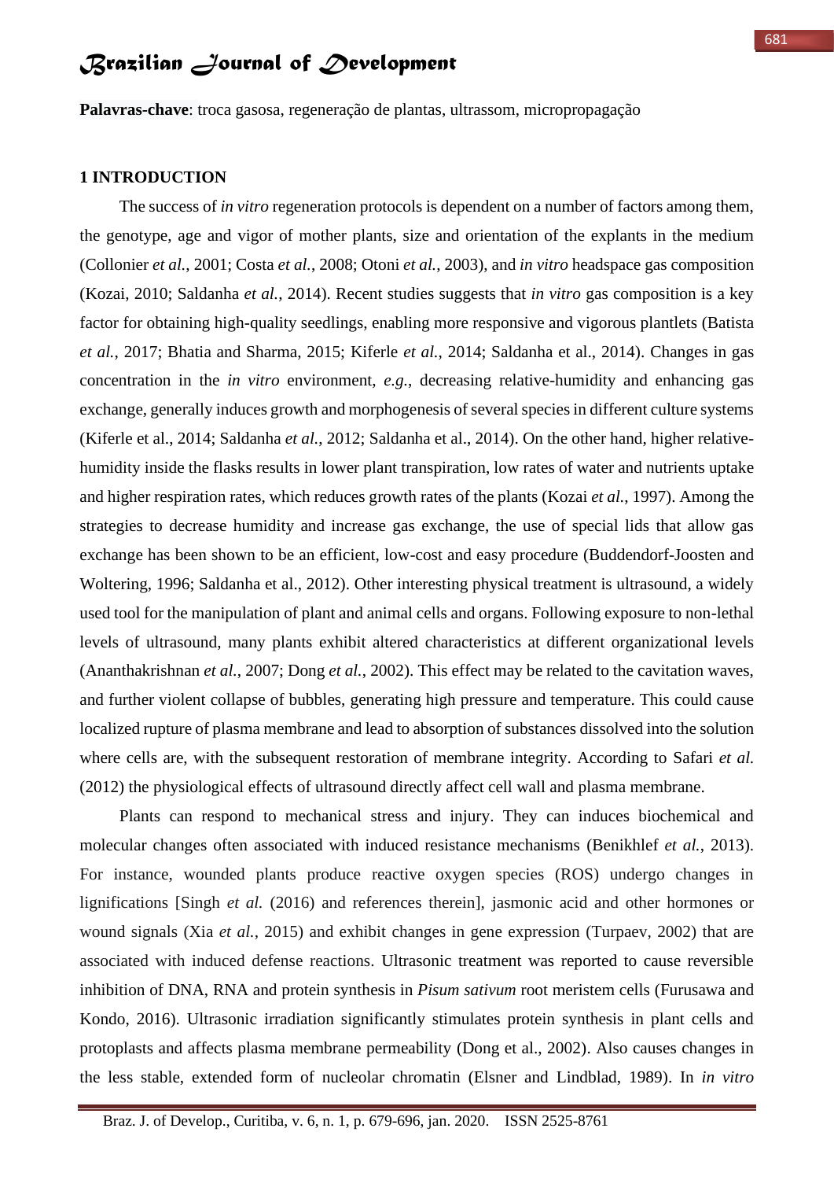**Palavras-chave**: troca gasosa, regeneração de plantas, ultrassom, micropropagação

## 1 INTRODUCTION

The success of *in vitro* regeneration protocols is dependent on a number of factors among them, the genotype, age and vigor of mother plants, size and orientation of the explants in the medium (Collonier *et al.*, 2001; Costa *et al.*, 2008; Otoni *et al.*, 2003), and *in vitro* headspace gas composition (Kozai, 2010; Saldanha *et al.*, 2014). Recent studies suggests that *in vitro* gas composition is a key factor for obtaining high-quality seedlings, enabling more responsive and vigorous plantlets (Batista *et al.*, 2017; Bhatia and Sharma, 2015; Kiferle *et al.*, 2014; Saldanha et al., 2014). Changes in gas concentration in the *in vitro* environment, *e.g.*, decreasing relative-humidity and enhancing gas exchange, generally induces growth and morphogenesis of several species in different culture systems (Kiferle et al., 2014; Saldanha *et al.*, 2012; Saldanha et al., 2014). On the other hand, higher relative-humidity inside the flasks results in lower plant transpiration, low rates of water and nutrients uptake and higher respiration rates, which reduces growth rates of the plants (Kozai *et al.*, 1997). Among the strategies to decrease humidity and increase gas exchange, the use of special lids that allow gas exchange has been shown to be an efficient, low-cost and easy procedure (Buddendorf-Joosten and Woltering, 1996; Saldanha et al., 2012). Other interesting physical treatment is ultrasound, a widely used tool for the manipulation of plant and animal cells and organs. Following exposure to non-lethal levels of ultrasound, many plants exhibit altered characteristics at different organizational levels (Ananthakrishnan *et al.*, 2007; Dong *et al.*, 2002). This effect may be related to the cavitation waves, and further violent collapse of bubbles, generating high pressure and temperature. This could cause localized rupture of plasma membrane and lead to absorption of substances dissolved into the solution where cells are, with the subsequent restoration of membrane integrity. According to Safari *et al.* (2012) the physiological effects of ultrasound directly affect cell wall and plasma membrane.

Plants can respond to mechanical stress and injury. They can induces biochemical and molecular changes often associated with induced resistance mechanisms (Benikhlef *et al.*, 2013). For instance, wounded plants produce reactive oxygen species (ROS) undergo changes in lignifications [Singh *et al.* (2016) and references therein], jasmonic acid and other hormones or wound signals (Xia *et al.*, 2015) and exhibit changes in gene expression (Turpaev, 2002) that are associated with induced defense reactions. Ultrasonic treatment was reported to cause reversible inhibition of DNA, RNA and protein synthesis in *Pisum sativum* root meristem cells (Furusawa and Kondo, 2016). Ultrasonic irradiation significantly stimulates protein synthesis in plant cells and protoplasts and affects plasma membrane permeability (Dong et al., 2002). Also causes changes in the less stable, extended form of nucleolar chromatin (Elsner and Lindblad, 1989). In *in vitro*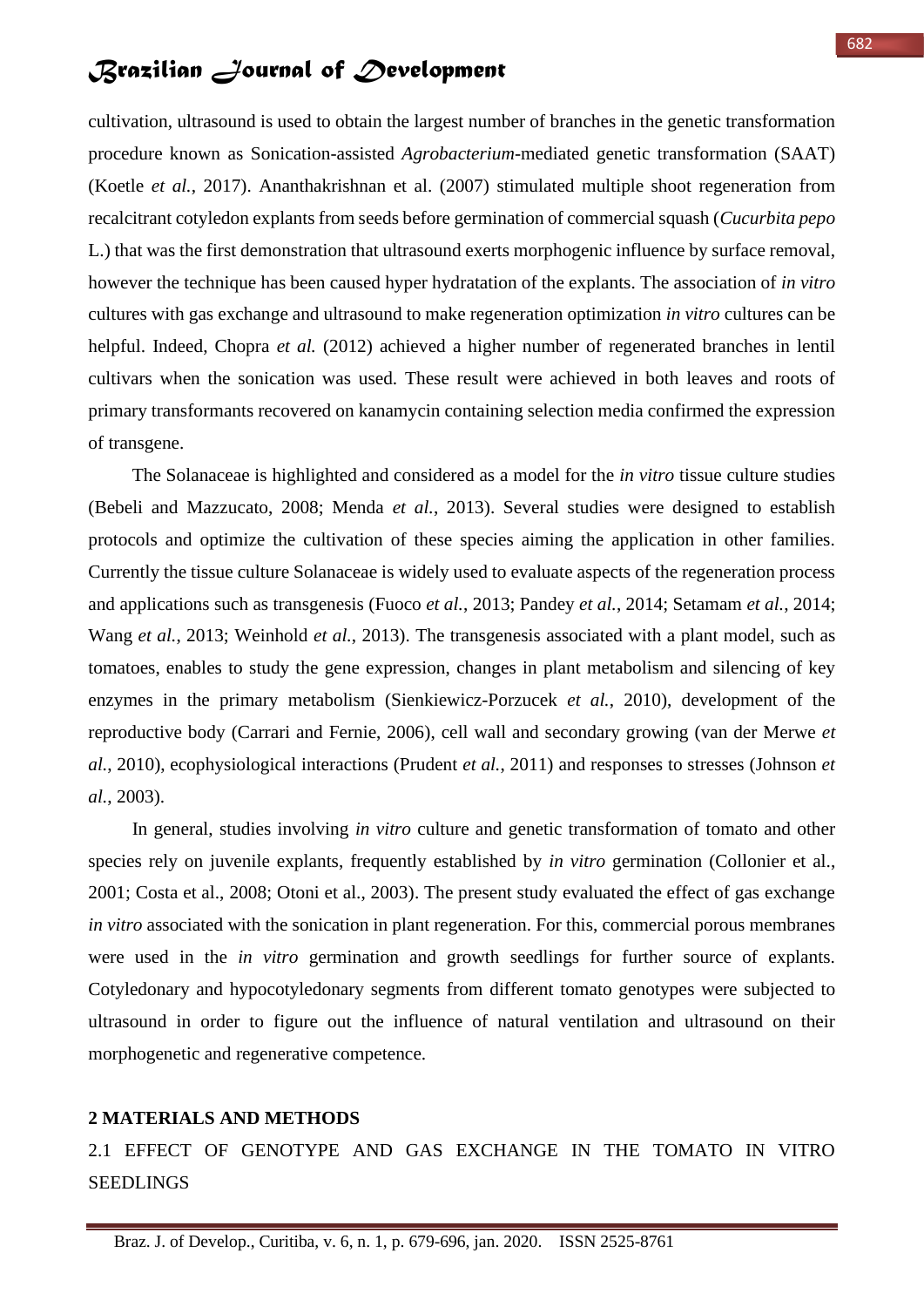cultivation, ultrasound is used to obtain the largest number of branches in the genetic transformation procedure known as Sonication-assisted *Agrobacterium*-mediated genetic transformation (SAAT) (Koetle *et al.*, 2017). Ananthakrishnan et al. (2007) stimulated multiple shoot regeneration from recalcitrant cotyledon explants from seeds before germination of commercial squash (*Cucurbita pepo* L.) that was the first demonstration that ultrasound exerts morphogenic influence by surface removal, however the technique has been caused hyper hydratation of the explants. The association of *in vitro* cultures with gas exchange and ultrasound to make regeneration optimization *in vitro* cultures can be helpful. Indeed, Chopra *et al.* (2012) achieved a higher number of regenerated branches in lentil cultivars when the sonication was used. These result were achieved in both leaves and roots of primary transformants recovered on kanamycin containing selection media confirmed the expression of transgene.

The Solanaceae is highlighted and considered as a model for the *in vitro* tissue culture studies (Bebeli and Mazzucato, 2008; Menda *et al.*, 2013). Several studies were designed to establish protocols and optimize the cultivation of these species aiming the application in other families. Currently the tissue culture Solanaceae is widely used to evaluate aspects of the regeneration process and applications such as transgenesis (Fuoco *et al.*, 2013; Pandey *et al.*, 2014; Setamam *et al.*, 2014; Wang *et al.*, 2013; Weinhold *et al.*, 2013). The transgenesis associated with a plant model, such as tomatoes, enables to study the gene expression, changes in plant metabolism and silencing of key enzymes in the primary metabolism (Sienkiewicz-Porzucek *et al.*, 2010), development of the reproductive body (Carrari and Fernie, 2006), cell wall and secondary growing (van der Merwe *et al.*, 2010), ecophysiological interactions (Prudent *et al.*, 2011) and responses to stresses (Johnson *et al.*, 2003).

In general, studies involving *in vitro* culture and genetic transformation of tomato and other species rely on juvenile explants, frequently established by *in vitro* germination (Collonier et al., 2001; Costa et al., 2008; Otoni et al., 2003). The present study evaluated the effect of gas exchange *in vitro* associated with the sonication in plant regeneration. For this, commercial porous membranes were used in the *in vitro* germination and growth seedlings for further source of explants. Cotyledonary and hypocotyledonary segments from different tomato genotypes were subjected to ultrasound in order to figure out the influence of natural ventilation and ultrasound on their morphogenetic and regenerative competence.

## 2 MATERIALS AND METHODS

### 2.1 EFFECT OF GENOTYPE AND GAS EXCHANGE IN THE TOMATO IN VITRO SEEDLINGS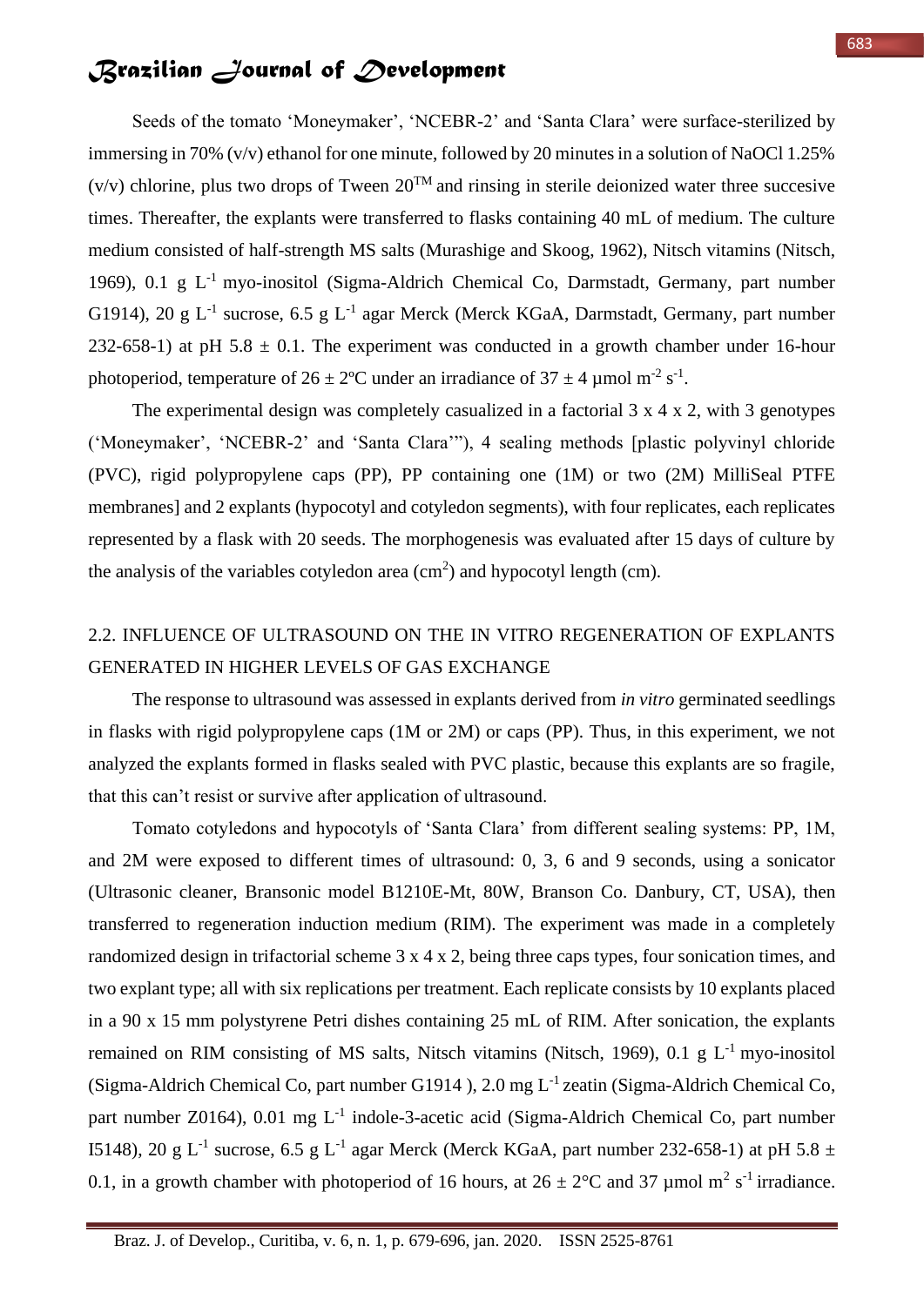Seeds of the tomato 'Moneymaker', 'NCEBR-2' and 'Santa Clara' were surface-sterilized by immersing in 70% (v/v) ethanol for one minute, followed by 20 minutes in a solution of NaOCl 1.25% (v/v) chlorine, plus two drops of Tween 20$^{TM}$ and rinsing in sterile deionized water three succesive times. Thereafter, the explants were transferred to flasks containing 40 mL of medium. The culture medium consisted of half-strength MS salts (Murashige and Skoog, 1962), Nitsch vitamins (Nitsch, 1969), 0.1 g $L^{-1}$ myo-inositol (Sigma-Aldrich Chemical Co, Darmstadt, Germany, part number G1914), 20 g $L^{-1}$ sucrose, 6.5 g $L^{-1}$ agar Merck (Merck KGaA, Darmstadt, Germany, part number 232-658-1) at pH 5.8 ± 0.1. The experiment was conducted in a growth chamber under 16-hour photoperiod, temperature of 26 ± 2ºC under an irradiance of 37 ± 4 µmol $m^{-2}$ $s^{-1}$.

The experimental design was completely casualized in a factorial 3 x 4 x 2, with 3 genotypes ('Moneymaker', 'NCEBR-2' and 'Santa Clara'"), 4 sealing methods [plastic polyvinyl chloride (PVC), rigid polypropylene caps (PP), PP containing one (1M) or two (2M) MilliSeal PTFE membranes] and 2 explants (hypocotyl and cotyledon segments), with four replicates, each replicates represented by a flask with 20 seeds. The morphogenesis was evaluated after 15 days of culture by the analysis of the variables cotyledon area ($cm^2$) and hypocotyl length (cm).

## 2.2. INFLUENCE OF ULTRASOUND ON THE IN VITRO REGENERATION OF EXPLANTS GENERATED IN HIGHER LEVELS OF GAS EXCHANGE

The response to ultrasound was assessed in explants derived from *in vitro* germinated seedlings in flasks with rigid polypropylene caps (1M or 2M) or caps (PP). Thus, in this experiment, we not analyzed the explants formed in flasks sealed with PVC plastic, because this explants are so fragile, that this can't resist or survive after application of ultrasound.

Tomato cotyledons and hypocotyls of 'Santa Clara' from different sealing systems: PP, 1M, and 2M were exposed to different times of ultrasound: 0, 3, 6 and 9 seconds, using a sonicator (Ultrasonic cleaner, Bransonic model B1210E-Mt, 80W, Branson Co. Danbury, CT, USA), then transferred to regeneration induction medium (RIM). The experiment was made in a completely randomized design in trifactorial scheme 3 x 4 x 2, being three caps types, four sonication times, and two explant type; all with six replications per treatment. Each replicate consists by 10 explants placed in a 90 x 15 mm polystyrene Petri dishes containing 25 mL of RIM. After sonication, the explants remained on RIM consisting of MS salts, Nitsch vitamins (Nitsch, 1969), 0.1 g $L^{-1}$ myo-inositol (Sigma-Aldrich Chemical Co, part number G1914 ), 2.0 mg $L^{-1}$ zeatin (Sigma-Aldrich Chemical Co, part number Z0164), 0.01 mg $L^{-1}$ indole-3-acetic acid (Sigma-Aldrich Chemical Co, part number I5148), 20 g $L^{-1}$ sucrose, 6.5 g $L^{-1}$ agar Merck (Merck KGaA, part number 232-658-1) at pH 5.8 ± 0.1, in a growth chamber with photoperiod of 16 hours, at 26 ± 2°C and 37 µmol $m^2$ $s^{-1}$ irradiance.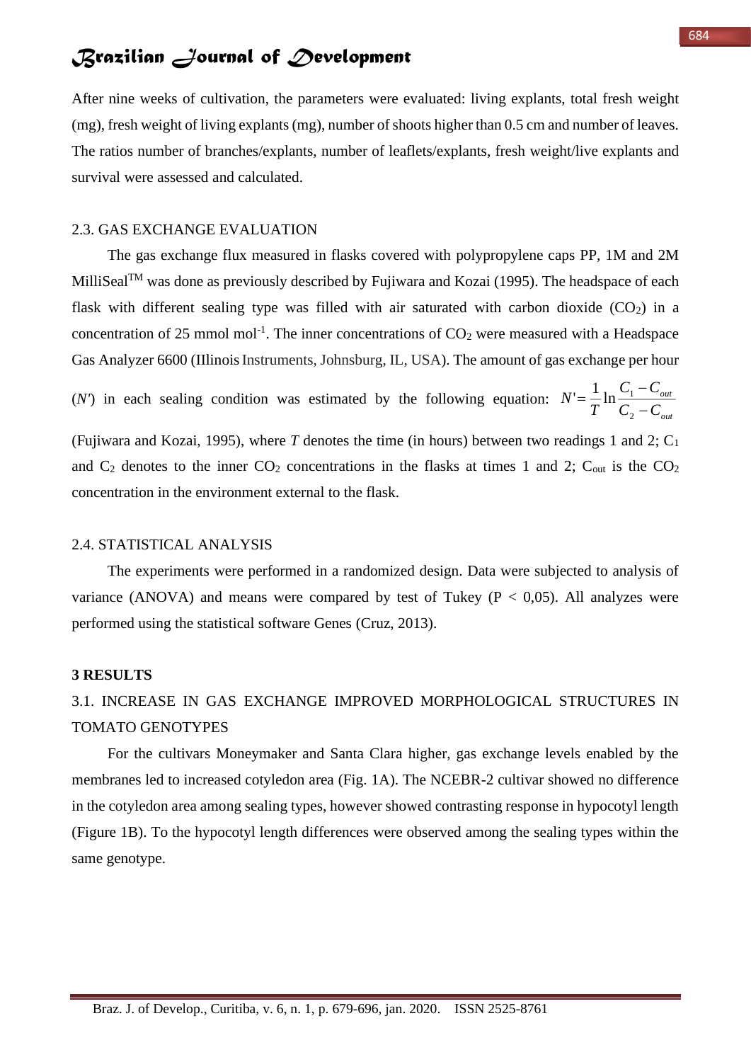After nine weeks of cultivation, the parameters were evaluated: living explants, total fresh weight (mg), fresh weight of living explants (mg), number of shoots higher than 0.5 cm and number of leaves. The ratios number of branches/explants, number of leaflets/explants, fresh weight/live explants and survival were assessed and calculated.

## 2.3. GAS EXCHANGE EVALUATION

The gas exchange flux measured in flasks covered with polypropylene caps PP, 1M and 2M MilliSeal™ was done as previously described by Fujiwara and Kozai (1995). The headspace of each flask with different sealing type was filled with air saturated with carbon dioxide ($CO_2$) in a concentration of 25 mmol mol$^{-1}$. The inner concentrations of $CO_2$ were measured with a Headspace Gas Analyzer 6600 (IIlinois Instruments, Johnsburg, IL, USA). The amount of gas exchange per hour ($N'$) in each sealing condition was estimated by the following equation: $N' = \frac{1}{T} \ln \frac{C_1 - C_{out}}{C_2 - C_{out}}$ (Fujiwara and Kozai, 1995), where $T$ denotes the time (in hours) between two readings 1 and 2; $C_1$ and $C_2$ denotes to the inner $CO_2$ concentrations in the flasks at times 1 and 2; $C_{out}$ is the $CO_2$ concentration in the environment external to the flask.

## 2.4. STATISTICAL ANALYSIS

The experiments were performed in a randomized design. Data were subjected to analysis of variance (ANOVA) and means were compared by test of Tukey ($P < 0,05$). All analyzes were performed using the statistical software Genes (Cruz, 2013).

# 3 RESULTS

## 3.1. INCREASE IN GAS EXCHANGE IMPROVED MORPHOLOGICAL STRUCTURES IN TOMATO GENOTYPES

For the cultivars Moneymaker and Santa Clara higher, gas exchange levels enabled by the membranes led to increased cotyledon area (Fig. 1A). The NCEBR-2 cultivar showed no difference in the cotyledon area among sealing types, however showed contrasting response in hypocotyl length (Figure 1B). To the hypocotyl length differences were observed among the sealing types within the same genotype.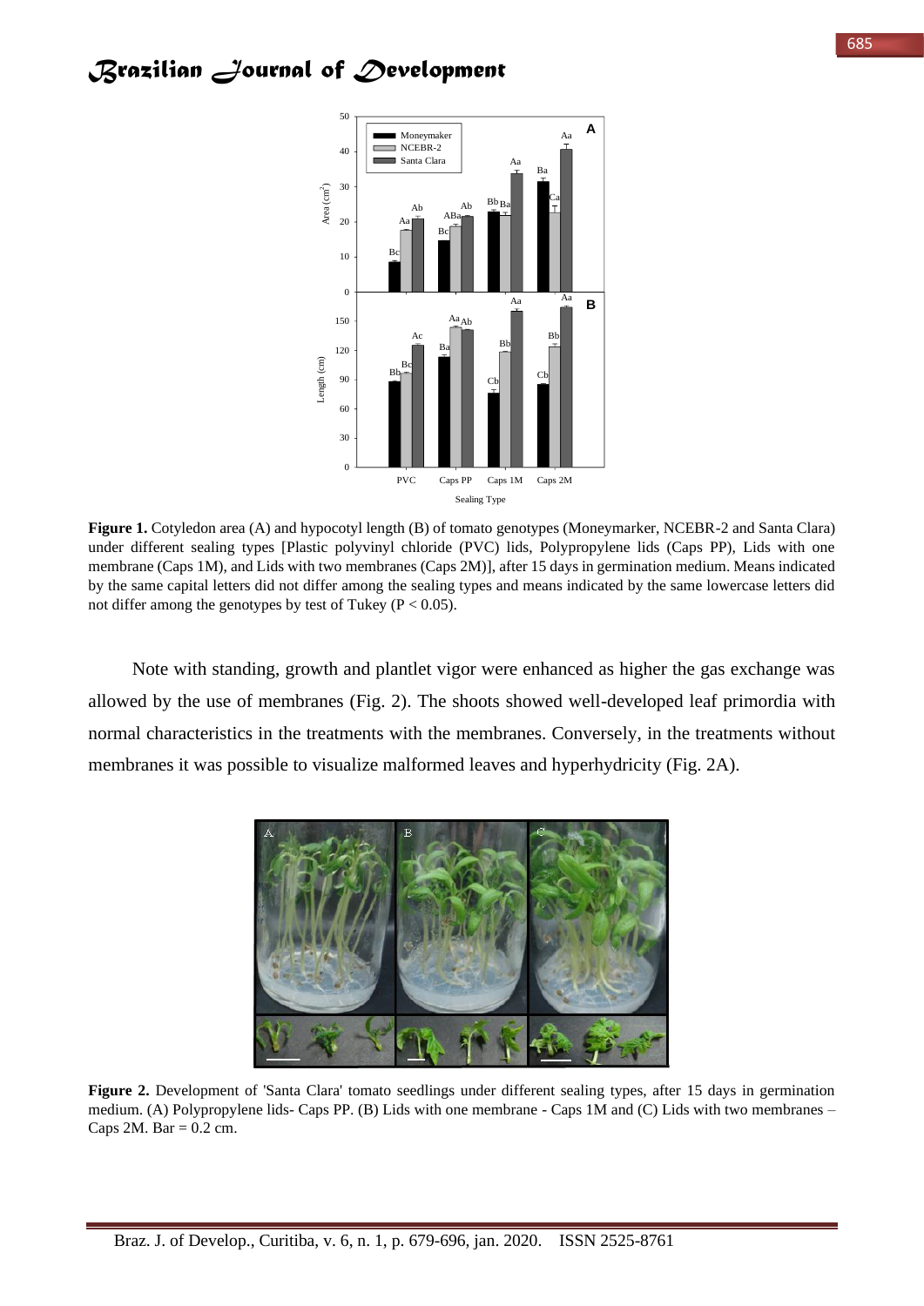**Figure 1.** Cotyledon area (A) and hypocotyl length (B) of tomato genotypes (Moneymarker, NCEBR-2 and Santa Clara) under different sealing types [Plastic polyvinyl chloride (PVC) lids, Polypropylene lids (Caps PP), Lids with one membrane (Caps 1M), and Lids with two membranes (Caps 2M)], after 15 days in germination medium. Means indicated by the same capital letters did not differ among the sealing types and means indicated by the same lowercase letters did not differ among the genotypes by test of Tukey ($P < 0.05$).

Note with standing, growth and plantlet vigor were enhanced as higher the gas exchange was allowed by the use of membranes (Fig. 2). The shoots showed well-developed leaf primordia with normal characteristics in the treatments with the membranes. Conversely, in the treatments without membranes it was possible to visualize malformed leaves and hyperhydricity (Fig. 2A).

**Figure 2.** Development of 'Santa Clara' tomato seedlings under different sealing types, after 15 days in germination medium. (A) Polypropylene lids- Caps PP. (B) Lids with one membrane - Caps 1M and (C) Lids with two membranes – Caps 2M. Bar = 0.2 cm.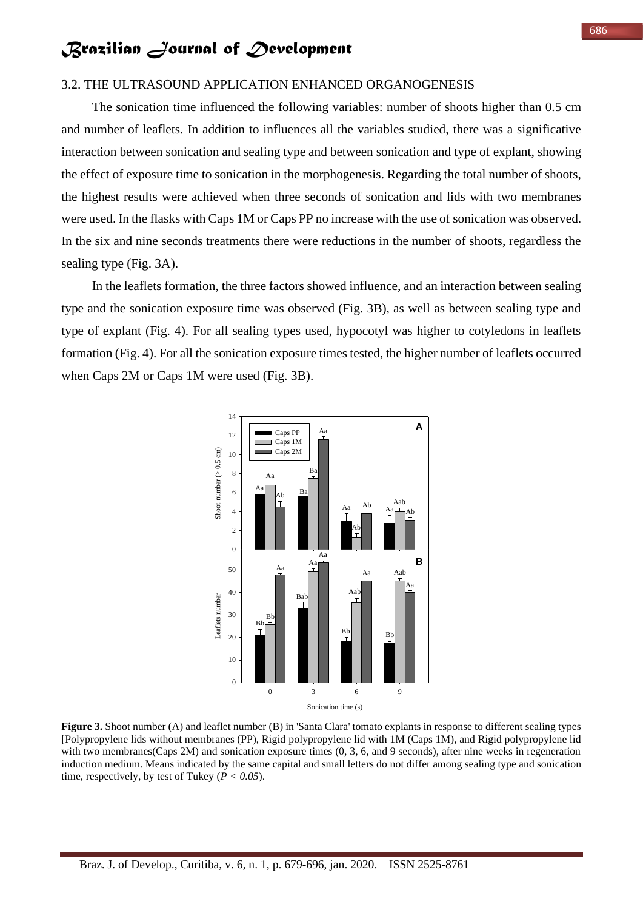### 3.2. THE ULTRASOUND APPLICATION ENHANCED ORGANOGENESIS

The sonication time influenced the following variables: number of shoots higher than 0.5 cm and number of leaflets. In addition to influences all the variables studied, there was a significative interaction between sonication and sealing type and between sonication and type of explant, showing the effect of exposure time to sonication in the morphogenesis. Regarding the total number of shoots, the highest results were achieved when three seconds of sonication and lids with two membranes were used. In the flasks with Caps 1M or Caps PP no increase with the use of sonication was observed. In the six and nine seconds treatments there were reductions in the number of shoots, regardless the sealing type (Fig. 3A).

In the leaflets formation, the three factors showed influence, and an interaction between sealing type and the sonication exposure time was observed (Fig. 3B), as well as between sealing type and type of explant (Fig. 4). For all sealing types used, hypocotyl was higher to cotyledons in leaflets formation (Fig. 4). For all the sonication exposure times tested, the higher number of leaflets occurred when Caps 2M or Caps 1M were used (Fig. 3B).

**Figure 3.** Shoot number (A) and leaflet number (B) in 'Santa Clara' tomato explants in response to different sealing types [Polypropylene lids without membranes (PP), Rigid polypropylene lid with 1M (Caps 1M), and Rigid polypropylene lid with two membranes(Caps 2M) and sonication exposure times (0, 3, 6, and 9 seconds), after nine weeks in regeneration induction medium. Means indicated by the same capital and small letters do not differ among sealing type and sonication time, respectively, by test of Tukey (*P < 0.05*).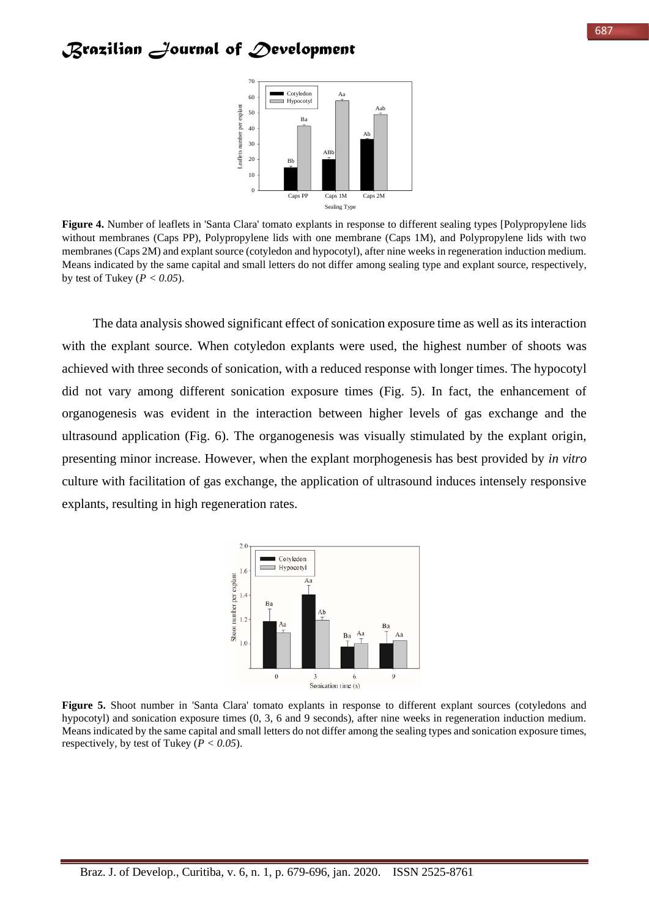**Figure 4.** Number of leaflets in 'Santa Clara' tomato explants in response to different sealing types [Polypropylene lids without membranes (Caps PP), Polypropylene lids with one membrane (Caps 1M), and Polypropylene lids with two membranes (Caps 2M) and explant source (cotyledon and hypocotyl), after nine weeks in regeneration induction medium. Means indicated by the same capital and small letters do not differ among sealing type and explant source, respectively, by test of Tukey ($P < 0.05$).

The data analysis showed significant effect of sonication exposure time as well as its interaction with the explant source. When cotyledon explants were used, the highest number of shoots was achieved with three seconds of sonication, with a reduced response with longer times. The hypocotyl did not vary among different sonication exposure times (Fig. 5). In fact, the enhancement of organogenesis was evident in the interaction between higher levels of gas exchange and the ultrasound application (Fig. 6). The organogenesis was visually stimulated by the explant origin, presenting minor increase. However, when the explant morphogenesis has best provided by *in vitro* culture with facilitation of gas exchange, the application of ultrasound induces intensely responsive explants, resulting in high regeneration rates.

**Figure 5.** Shoot number in 'Santa Clara' tomato explants in response to different explant sources (cotyledons and hypocotyl) and sonication exposure times (0, 3, 6 and 9 seconds), after nine weeks in regeneration induction medium. Means indicated by the same capital and small letters do not differ among the sealing types and sonication exposure times, respectively, by test of Tukey ($P < 0.05$).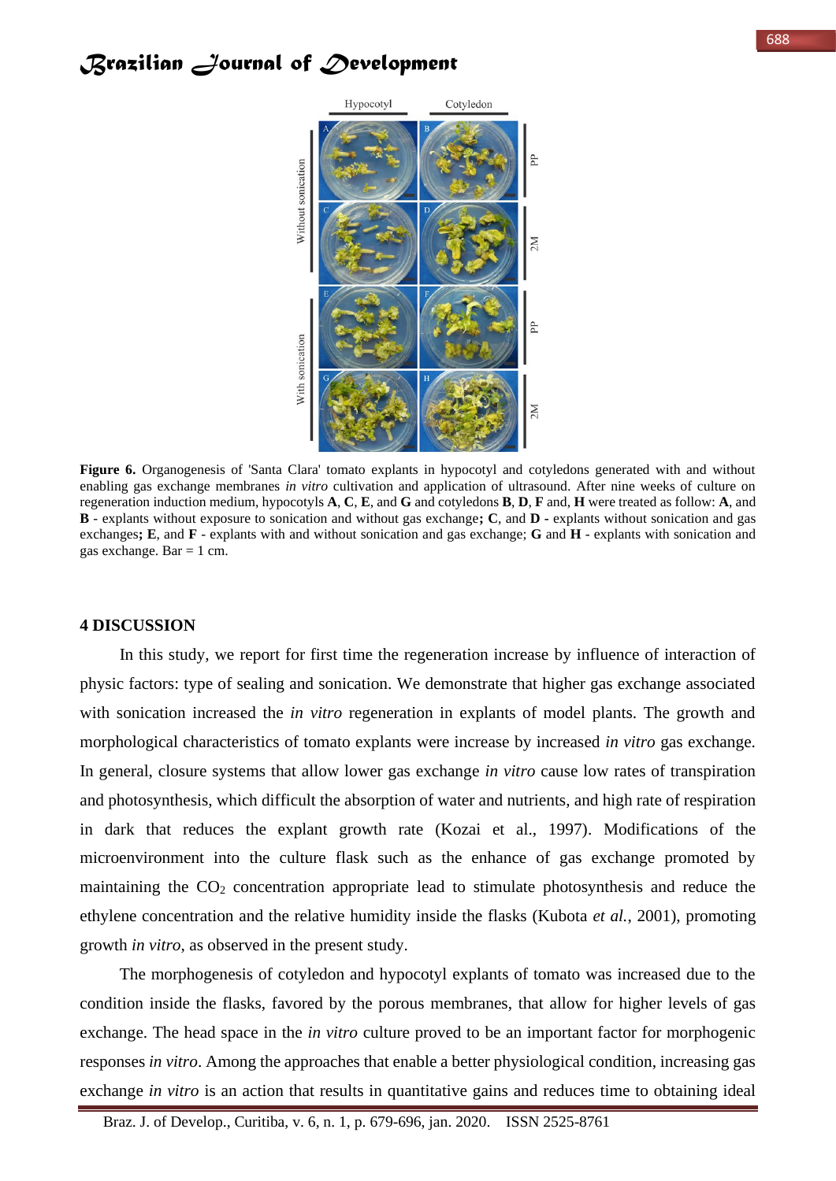**Figure 6.** Organogenesis of 'Santa Clara' tomato explants in hypocotyl and cotyledons generated with and without enabling gas exchange membranes *in vitro* cultivation and application of ultrasound. After nine weeks of culture on regeneration induction medium, hypocotyls **A**, **C**, **E**, and **G** and cotyledons **B**, **D**, **F** and, **H** were treated as follow: **A**, and **B** - explants without exposure to sonication and without gas exchange**;** **C**, and **D** - explants without sonication and gas exchanges**;** **E**, and **F** - explants with and without sonication and gas exchange; **G** and **H** - explants with sonication and gas exchange. Bar = 1 cm.

## 4 DISCUSSION

In this study, we report for first time the regeneration increase by influence of interaction of physic factors: type of sealing and sonication. We demonstrate that higher gas exchange associated with sonication increased the *in vitro* regeneration in explants of model plants. The growth and morphological characteristics of tomato explants were increase by increased *in vitro* gas exchange. In general, closure systems that allow lower gas exchange *in vitro* cause low rates of transpiration and photosynthesis, which difficult the absorption of water and nutrients, and high rate of respiration in dark that reduces the explant growth rate (Kozai et al., 1997). Modifications of the microenvironment into the culture flask such as the enhance of gas exchange promoted by maintaining the $CO_2$ concentration appropriate lead to stimulate photosynthesis and reduce the ethylene concentration and the relative humidity inside the flasks (Kubota *et al.*, 2001), promoting growth *in vitro*, as observed in the present study.

The morphogenesis of cotyledon and hypocotyl explants of tomato was increased due to the condition inside the flasks, favored by the porous membranes, that allow for higher levels of gas exchange. The head space in the *in vitro* culture proved to be an important factor for morphogenic responses *in vitro*. Among the approaches that enable a better physiological condition, increasing gas exchange *in vitro* is an action that results in quantitative gains and reduces time to obtaining ideal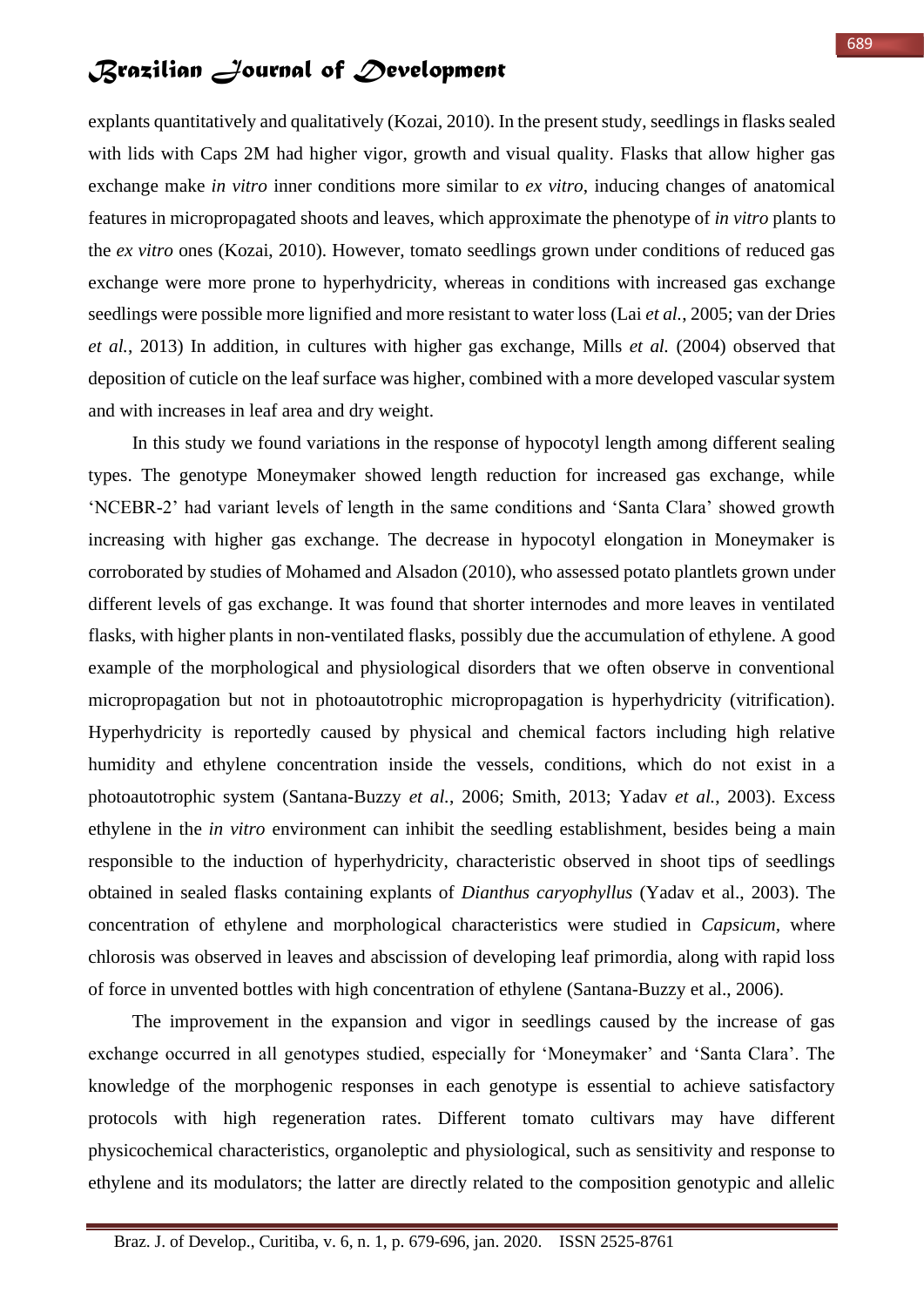explants quantitatively and qualitatively (Kozai, 2010). In the present study, seedlings in flasks sealed with lids with Caps 2M had higher vigor, growth and visual quality. Flasks that allow higher gas exchange make *in vitro* inner conditions more similar to *ex vitro*, inducing changes of anatomical features in micropropagated shoots and leaves, which approximate the phenotype of *in vitro* plants to the *ex vitro* ones (Kozai, 2010). However, tomato seedlings grown under conditions of reduced gas exchange were more prone to hyperhydricity, whereas in conditions with increased gas exchange seedlings were possible more lignified and more resistant to water loss (Lai *et al.*, 2005; van der Dries *et al.*, 2013) In addition, in cultures with higher gas exchange, Mills *et al.* (2004) observed that deposition of cuticle on the leaf surface was higher, combined with a more developed vascular system and with increases in leaf area and dry weight.

In this study we found variations in the response of hypocotyl length among different sealing types. The genotype Moneymaker showed length reduction for increased gas exchange, while 'NCEBR-2' had variant levels of length in the same conditions and 'Santa Clara' showed growth increasing with higher gas exchange. The decrease in hypocotyl elongation in Moneymaker is corroborated by studies of Mohamed and Alsadon (2010), who assessed potato plantlets grown under different levels of gas exchange. It was found that shorter internodes and more leaves in ventilated flasks, with higher plants in non-ventilated flasks, possibly due the accumulation of ethylene. A good example of the morphological and physiological disorders that we often observe in conventional micropropagation but not in photoautotrophic micropropagation is hyperhydricity (vitrification). Hyperhydricity is reportedly caused by physical and chemical factors including high relative humidity and ethylene concentration inside the vessels, conditions, which do not exist in a photoautotrophic system (Santana-Buzzy *et al.*, 2006; Smith, 2013; Yadav *et al.*, 2003). Excess ethylene in the *in vitro* environment can inhibit the seedling establishment, besides being a main responsible to the induction of hyperhydricity, characteristic observed in shoot tips of seedlings obtained in sealed flasks containing explants of *Dianthus caryophyllus* (Yadav et al., 2003). The concentration of ethylene and morphological characteristics were studied in *Capsicum*, where chlorosis was observed in leaves and abscission of developing leaf primordia, along with rapid loss of force in unvented bottles with high concentration of ethylene (Santana-Buzzy et al., 2006).

The improvement in the expansion and vigor in seedlings caused by the increase of gas exchange occurred in all genotypes studied, especially for 'Moneymaker' and 'Santa Clara'. The knowledge of the morphogenic responses in each genotype is essential to achieve satisfactory protocols with high regeneration rates. Different tomato cultivars may have different physicochemical characteristics, organoleptic and physiological, such as sensitivity and response to ethylene and its modulators; the latter are directly related to the composition genotypic and allelic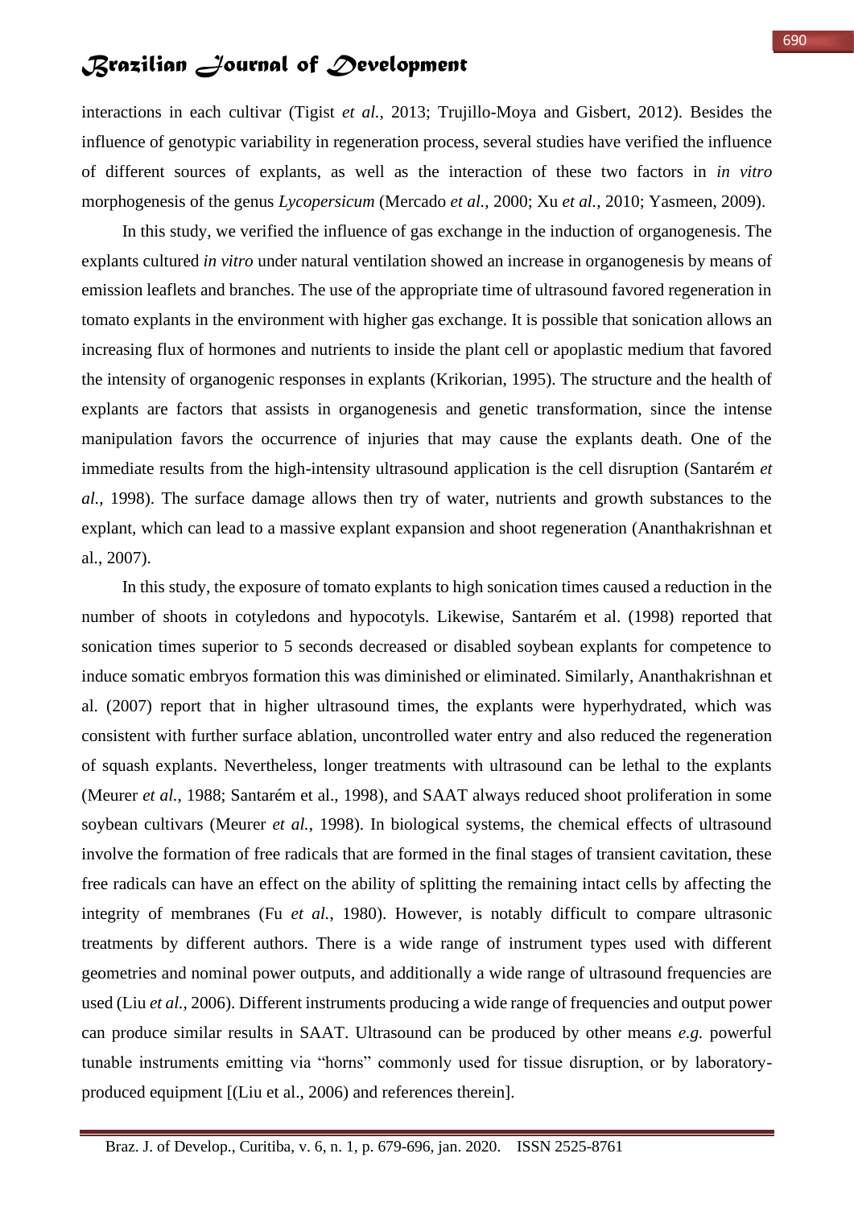interactions in each cultivar (Tigist *et al.*, 2013; Trujillo-Moya and Gisbert, 2012). Besides the influence of genotypic variability in regeneration process, several studies have verified the influence of different sources of explants, as well as the interaction of these two factors in *in vitro* morphogenesis of the genus *Lycopersicum* (Mercado *et al.*, 2000; Xu *et al.*, 2010; Yasmeen, 2009).

In this study, we verified the influence of gas exchange in the induction of organogenesis. The explants cultured *in vitro* under natural ventilation showed an increase in organogenesis by means of emission leaflets and branches. The use of the appropriate time of ultrasound favored regeneration in tomato explants in the environment with higher gas exchange. It is possible that sonication allows an increasing flux of hormones and nutrients to inside the plant cell or apoplastic medium that favored the intensity of organogenic responses in explants (Krikorian, 1995). The structure and the health of explants are factors that assists in organogenesis and genetic transformation, since the intense manipulation favors the occurrence of injuries that may cause the explants death. One of the immediate results from the high-intensity ultrasound application is the cell disruption (Santarém *et al.*, 1998). The surface damage allows then try of water, nutrients and growth substances to the explant, which can lead to a massive explant expansion and shoot regeneration (Ananthakrishnan et al., 2007).

In this study, the exposure of tomato explants to high sonication times caused a reduction in the number of shoots in cotyledons and hypocotyls. Likewise, Santarém et al. (1998) reported that sonication times superior to 5 seconds decreased or disabled soybean explants for competence to induce somatic embryos formation this was diminished or eliminated. Similarly, Ananthakrishnan et al. (2007) report that in higher ultrasound times, the explants were hyperhydrated, which was consistent with further surface ablation, uncontrolled water entry and also reduced the regeneration of squash explants. Nevertheless, longer treatments with ultrasound can be lethal to the explants (Meurer *et al.*, 1988; Santarém et al., 1998), and SAAT always reduced shoot proliferation in some soybean cultivars (Meurer *et al.*, 1998). In biological systems, the chemical effects of ultrasound involve the formation of free radicals that are formed in the final stages of transient cavitation, these free radicals can have an effect on the ability of splitting the remaining intact cells by affecting the integrity of membranes (Fu *et al.*, 1980). However, is notably difficult to compare ultrasonic treatments by different authors. There is a wide range of instrument types used with different geometries and nominal power outputs, and additionally a wide range of ultrasound frequencies are used (Liu *et al.*, 2006). Different instruments producing a wide range of frequencies and output power can produce similar results in SAAT. Ultrasound can be produced by other means *e.g.* powerful tunable instruments emitting via "horns" commonly used for tissue disruption, or by laboratory-produced equipment [(Liu et al., 2006) and references therein].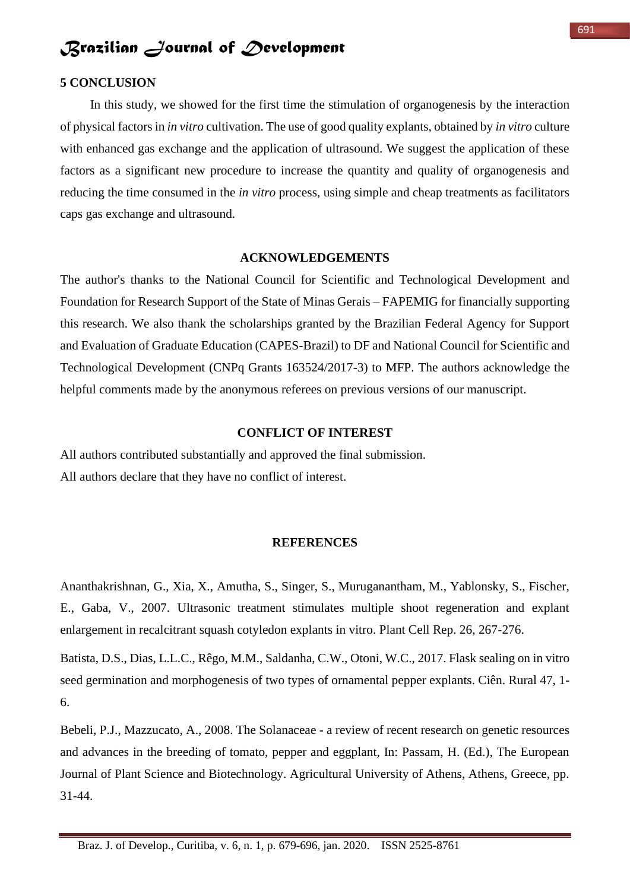## 5 CONCLUSION

In this study, we showed for the first time the stimulation of organogenesis by the interaction of physical factors in *in vitro* cultivation. The use of good quality explants, obtained by *in vitro* culture with enhanced gas exchange and the application of ultrasound. We suggest the application of these factors as a significant new procedure to increase the quantity and quality of organogenesis and reducing the time consumed in the *in vitro* process, using simple and cheap treatments as facilitators caps gas exchange and ultrasound.

## ACKNOWLEDGEMENTS

The author's thanks to the National Council for Scientific and Technological Development and Foundation for Research Support of the State of Minas Gerais – FAPEMIG for financially supporting this research. We also thank the scholarships granted by the Brazilian Federal Agency for Support and Evaluation of Graduate Education (CAPES-Brazil) to DF and National Council for Scientific and Technological Development (CNPq Grants 163524/2017-3) to MFP. The authors acknowledge the helpful comments made by the anonymous referees on previous versions of our manuscript.

## CONFLICT OF INTEREST

All authors contributed substantially and approved the final submission.
All authors declare that they have no conflict of interest.

## REFERENCES

Ananthakrishnan, G., Xia, X., Amutha, S., Singer, S., Muruganantham, M., Yablonsky, S., Fischer, E., Gaba, V., 2007. Ultrasonic treatment stimulates multiple shoot regeneration and explant enlargement in recalcitrant squash cotyledon explants in vitro. Plant Cell Rep. 26, 267-276.

Batista, D.S., Dias, L.L.C., Rêgo, M.M., Saldanha, C.W., Otoni, W.C., 2017. Flask sealing on in vitro seed germination and morphogenesis of two types of ornamental pepper explants. Ciên. Rural 47, 1-6.

Bebeli, P.J., Mazzucato, A., 2008. The Solanaceae - a review of recent research on genetic resources and advances in the breeding of tomato, pepper and eggplant, In: Passam, H. (Ed.), The European Journal of Plant Science and Biotechnology. Agricultural University of Athens, Athens, Greece, pp. 31-44.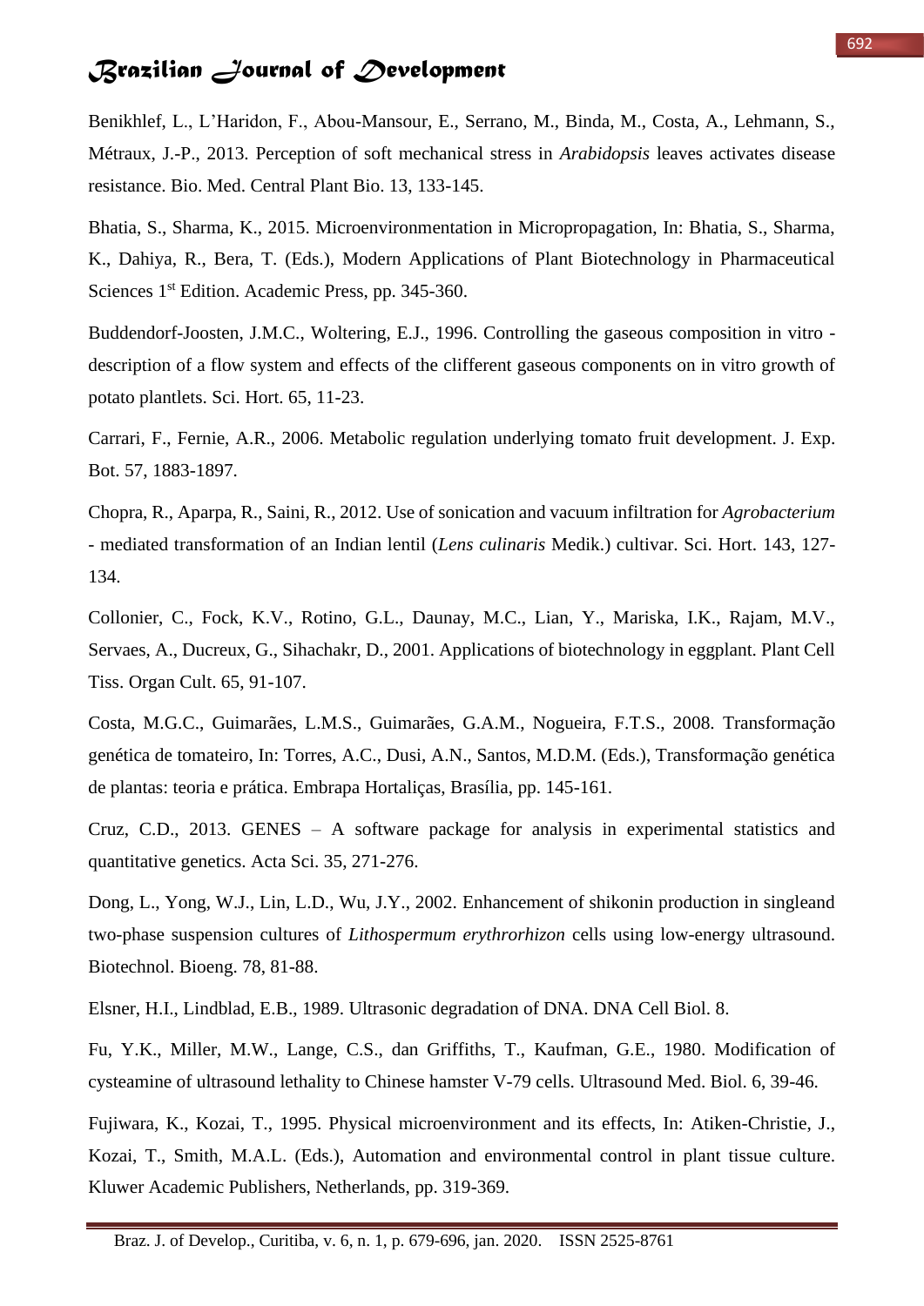Benikhlef, L., L'Haridon, F., Abou-Mansour, E., Serrano, M., Binda, M., Costa, A., Lehmann, S., Métraux, J.-P., 2013. Perception of soft mechanical stress in *Arabidopsis* leaves activates disease resistance. Bio. Med. Central Plant Bio. 13, 133-145.

Bhatia, S., Sharma, K., 2015. Microenvironmentation in Micropropagation, In: Bhatia, S., Sharma, K., Dahiya, R., Bera, T. (Eds.), Modern Applications of Plant Biotechnology in Pharmaceutical Sciences 1st Edition. Academic Press, pp. 345-360.

Buddendorf-Joosten, J.M.C., Woltering, E.J., 1996. Controlling the gaseous composition in vitro - description of a flow system and effects of the clifferent gaseous components on in vitro growth of potato plantlets. Sci. Hort. 65, 11-23.

Carrari, F., Fernie, A.R., 2006. Metabolic regulation underlying tomato fruit development. J. Exp. Bot. 57, 1883-1897.

Chopra, R., Aparpa, R., Saini, R., 2012. Use of sonication and vacuum infiltration for *Agrobacterium* - mediated transformation of an Indian lentil (*Lens culinaris* Medik.) cultivar. Sci. Hort. 143, 127-134.

Collonier, C., Fock, K.V., Rotino, G.L., Daunay, M.C., Lian, Y., Mariska, I.K., Rajam, M.V., Servaes, A., Ducreux, G., Sihachakr, D., 2001. Applications of biotechnology in eggplant. Plant Cell Tiss. Organ Cult. 65, 91-107.

Costa, M.G.C., Guimarães, L.M.S., Guimarães, G.A.M., Nogueira, F.T.S., 2008. Transformação genética de tomateiro, In: Torres, A.C., Dusi, A.N., Santos, M.D.M. (Eds.), Transformação genética de plantas: teoria e prática. Embrapa Hortaliças, Brasília, pp. 145-161.

Cruz, C.D., 2013. GENES – A software package for analysis in experimental statistics and quantitative genetics. Acta Sci. 35, 271-276.

Dong, L., Yong, W.J., Lin, L.D., Wu, J.Y., 2002. Enhancement of shikonin production in singleand two-phase suspension cultures of *Lithospermum erythrorhizon* cells using low-energy ultrasound. Biotechnol. Bioeng. 78, 81-88.

Elsner, H.I., Lindblad, E.B., 1989. Ultrasonic degradation of DNA. DNA Cell Biol. 8.

Fu, Y.K., Miller, M.W., Lange, C.S., dan Griffiths, T., Kaufman, G.E., 1980. Modification of cysteamine of ultrasound lethality to Chinese hamster V-79 cells. Ultrasound Med. Biol. 6, 39-46.

Fujiwara, K., Kozai, T., 1995. Physical microenvironment and its effects, In: Atiken-Christie, J., Kozai, T., Smith, M.A.L. (Eds.), Automation and environmental control in plant tissue culture. Kluwer Academic Publishers, Netherlands, pp. 319-369.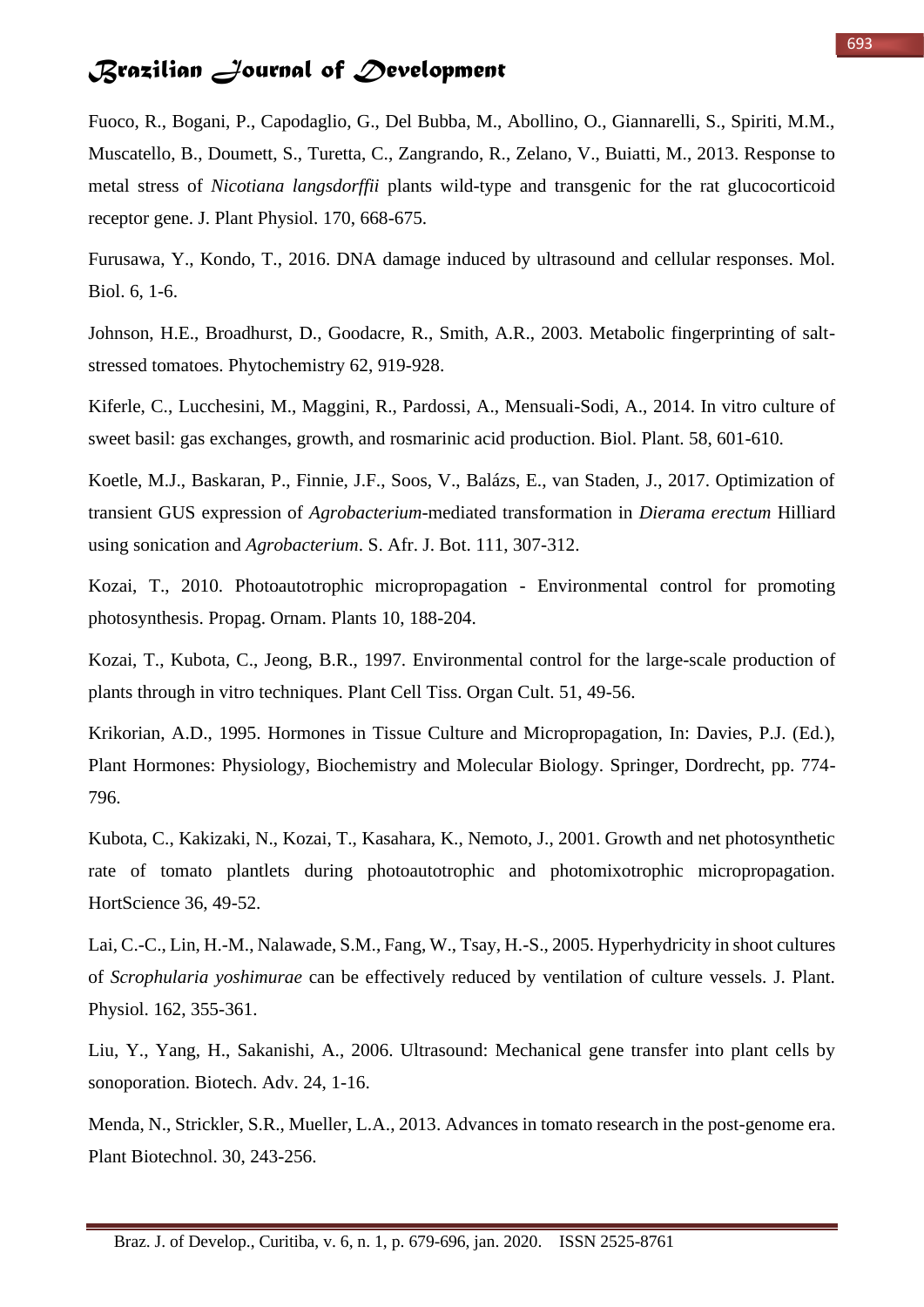Fuoco, R., Bogani, P., Capodaglio, G., Del Bubba, M., Abollino, O., Giannarelli, S., Spiriti, M.M., Muscatello, B., Doumett, S., Turetta, C., Zangrando, R., Zelano, V., Buiatti, M., 2013. Response to metal stress of *Nicotiana langsdorffii* plants wild-type and transgenic for the rat glucocorticoid receptor gene. J. Plant Physiol. 170, 668-675.

Furusawa, Y., Kondo, T., 2016. DNA damage induced by ultrasound and cellular responses. Mol. Biol. 6, 1-6.

Johnson, H.E., Broadhurst, D., Goodacre, R., Smith, A.R., 2003. Metabolic fingerprinting of salt-stressed tomatoes. Phytochemistry 62, 919-928.

Kiferle, C., Lucchesini, M., Maggini, R., Pardossi, A., Mensuali-Sodi, A., 2014. In vitro culture of sweet basil: gas exchanges, growth, and rosmarinic acid production. Biol. Plant. 58, 601-610.

Koetle, M.J., Baskaran, P., Finnie, J.F., Soos, V., Balázs, E., van Staden, J., 2017. Optimization of transient GUS expression of *Agrobacterium*-mediated transformation in *Dierama erectum* Hilliard using sonication and *Agrobacterium*. S. Afr. J. Bot. 111, 307-312.

Kozai, T., 2010. Photoautotrophic micropropagation - Environmental control for promoting photosynthesis. Propag. Ornam. Plants 10, 188-204.

Kozai, T., Kubota, C., Jeong, B.R., 1997. Environmental control for the large-scale production of plants through in vitro techniques. Plant Cell Tiss. Organ Cult. 51, 49-56.

Krikorian, A.D., 1995. Hormones in Tissue Culture and Micropropagation, In: Davies, P.J. (Ed.), Plant Hormones: Physiology, Biochemistry and Molecular Biology. Springer, Dordrecht, pp. 774-796.

Kubota, C., Kakizaki, N., Kozai, T., Kasahara, K., Nemoto, J., 2001. Growth and net photosynthetic rate of tomato plantlets during photoautotrophic and photomixotrophic micropropagation. HortScience 36, 49-52.

Lai, C.-C., Lin, H.-M., Nalawade, S.M., Fang, W., Tsay, H.-S., 2005. Hyperhydricity in shoot cultures of *Scrophularia yoshimurae* can be effectively reduced by ventilation of culture vessels. J. Plant. Physiol. 162, 355-361.

Liu, Y., Yang, H., Sakanishi, A., 2006. Ultrasound: Mechanical gene transfer into plant cells by sonoporation. Biotech. Adv. 24, 1-16.

Menda, N., Strickler, S.R., Mueller, L.A., 2013. Advances in tomato research in the post-genome era. Plant Biotechnol. 30, 243-256.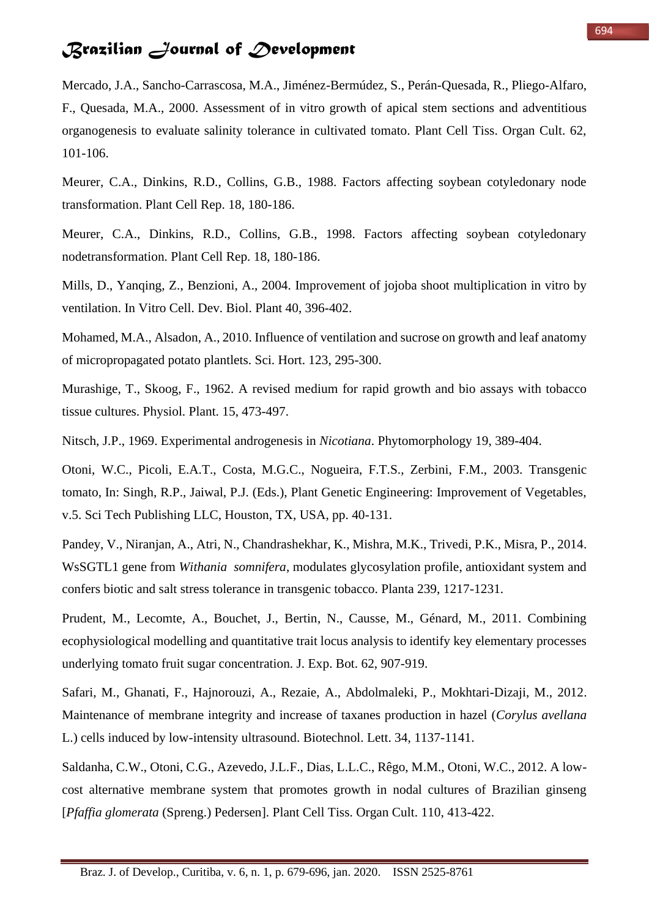Mercado, J.A., Sancho-Carrascosa, M.A., Jiménez-Bermúdez, S., Perán-Quesada, R., Pliego-Alfaro, F., Quesada, M.A., 2000. Assessment of in vitro growth of apical stem sections and adventitious organogenesis to evaluate salinity tolerance in cultivated tomato. Plant Cell Tiss. Organ Cult. 62, 101-106.

Meurer, C.A., Dinkins, R.D., Collins, G.B., 1988. Factors affecting soybean cotyledonary node transformation. Plant Cell Rep. 18, 180-186.

Meurer, C.A., Dinkins, R.D., Collins, G.B., 1998. Factors affecting soybean cotyledonary nodetransformation. Plant Cell Rep. 18, 180-186.

Mills, D., Yanqing, Z., Benzioni, A., 2004. Improvement of jojoba shoot multiplication in vitro by ventilation. In Vitro Cell. Dev. Biol. Plant 40, 396-402.

Mohamed, M.A., Alsadon, A., 2010. Influence of ventilation and sucrose on growth and leaf anatomy of micropropagated potato plantlets. Sci. Hort. 123, 295-300.

Murashige, T., Skoog, F., 1962. A revised medium for rapid growth and bio assays with tobacco tissue cultures. Physiol. Plant. 15, 473-497.

Nitsch, J.P., 1969. Experimental androgenesis in *Nicotiana*. Phytomorphology 19, 389-404.

Otoni, W.C., Picoli, E.A.T., Costa, M.G.C., Nogueira, F.T.S., Zerbini, F.M., 2003. Transgenic tomato, In: Singh, R.P., Jaiwal, P.J. (Eds.), Plant Genetic Engineering: Improvement of Vegetables, v.5. Sci Tech Publishing LLC, Houston, TX, USA, pp. 40-131.

Pandey, V., Niranjan, A., Atri, N., Chandrashekhar, K., Mishra, M.K., Trivedi, P.K., Misra, P., 2014. WsSGTL1 gene from *Withania somnifera*, modulates glycosylation profile, antioxidant system and confers biotic and salt stress tolerance in transgenic tobacco. Planta 239, 1217-1231.

Prudent, M., Lecomte, A., Bouchet, J., Bertin, N., Causse, M., Génard, M., 2011. Combining ecophysiological modelling and quantitative trait locus analysis to identify key elementary processes underlying tomato fruit sugar concentration. J. Exp. Bot. 62, 907-919.

Safari, M., Ghanati, F., Hajnorouzi, A., Rezaie, A., Abdolmaleki, P., Mokhtari-Dizaji, M., 2012. Maintenance of membrane integrity and increase of taxanes production in hazel (*Corylus avellana* L.) cells induced by low-intensity ultrasound. Biotechnol. Lett. 34, 1137-1141.

Saldanha, C.W., Otoni, C.G., Azevedo, J.L.F., Dias, L.L.C., Rêgo, M.M., Otoni, W.C., 2012. A low-cost alternative membrane system that promotes growth in nodal cultures of Brazilian ginseng [*Pfaffia glomerata* (Spreng.) Pedersen]. Plant Cell Tiss. Organ Cult. 110, 413-422.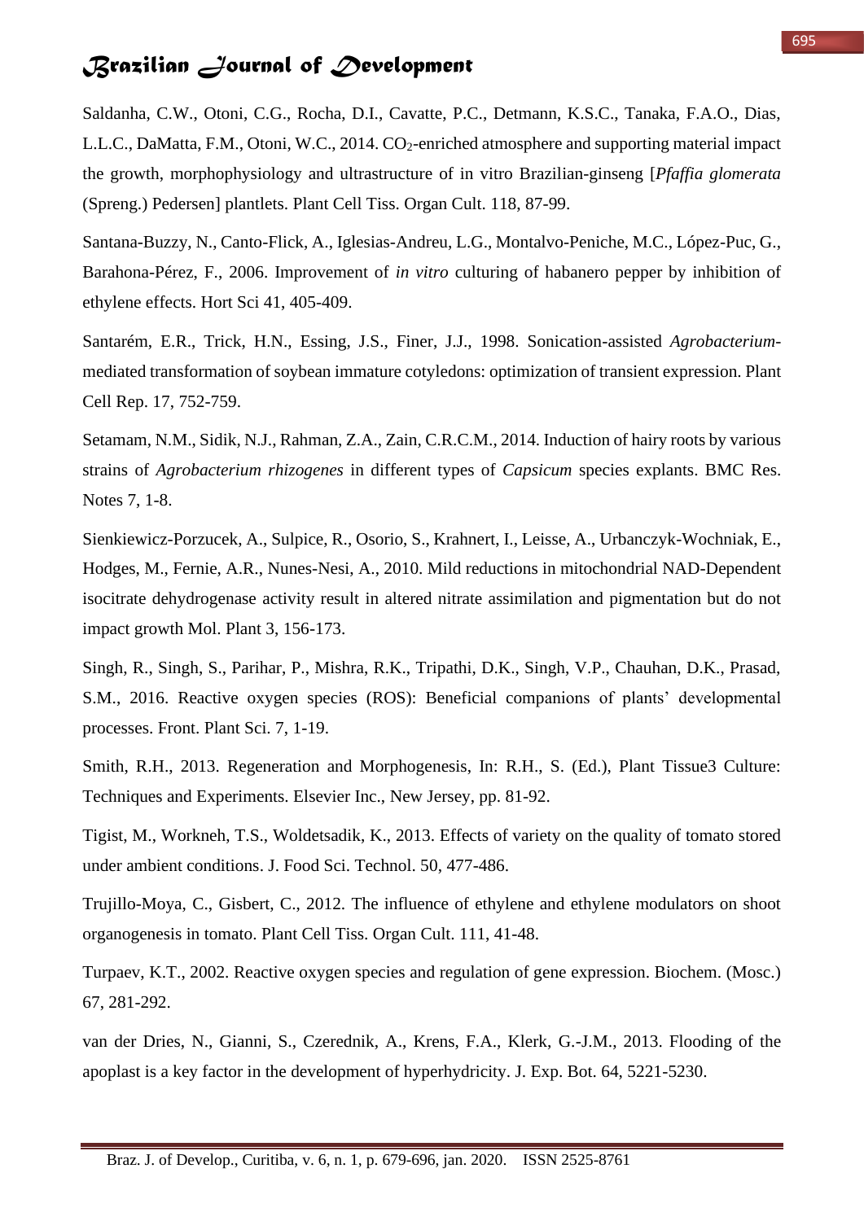Saldanha, C.W., Otoni, C.G., Rocha, D.I., Cavatte, P.C., Detmann, K.S.C., Tanaka, F.A.O., Dias, L.L.C., DaMatta, F.M., Otoni, W.C., 2014. $CO_2$-enriched atmosphere and supporting material impact the growth, morphophysiology and ultrastructure of in vitro Brazilian-ginseng [*Pfaffia glomerata* (Spreng.) Pedersen] plantlets. Plant Cell Tiss. Organ Cult. 118, 87-99.

Santana-Buzzy, N., Canto-Flick, A., Iglesias-Andreu, L.G., Montalvo-Peniche, M.C., López-Puc, G., Barahona-Pérez, F., 2006. Improvement of *in vitro* culturing of habanero pepper by inhibition of ethylene effects. Hort Sci 41, 405-409.

Santarém, E.R., Trick, H.N., Essing, J.S., Finer, J.J., 1998. Sonication-assisted *Agrobacterium*-mediated transformation of soybean immature cotyledons: optimization of transient expression. Plant Cell Rep. 17, 752-759.

Setamam, N.M., Sidik, N.J., Rahman, Z.A., Zain, C.R.C.M., 2014. Induction of hairy roots by various strains of *Agrobacterium rhizogenes* in different types of *Capsicum* species explants. BMC Res. Notes 7, 1-8.

Sienkiewicz-Porzucek, A., Sulpice, R., Osorio, S., Krahnert, I., Leisse, A., Urbanczyk-Wochniak, E., Hodges, M., Fernie, A.R., Nunes-Nesi, A., 2010. Mild reductions in mitochondrial NAD-Dependent isocitrate dehydrogenase activity result in altered nitrate assimilation and pigmentation but do not impact growth Mol. Plant 3, 156-173.

Singh, R., Singh, S., Parihar, P., Mishra, R.K., Tripathi, D.K., Singh, V.P., Chauhan, D.K., Prasad, S.M., 2016. Reactive oxygen species (ROS): Beneficial companions of plants' developmental processes. Front. Plant Sci. 7, 1-19.

Smith, R.H., 2013. Regeneration and Morphogenesis, In: R.H., S. (Ed.), Plant Tissue3 Culture: Techniques and Experiments. Elsevier Inc., New Jersey, pp. 81-92.

Tigist, M., Workneh, T.S., Woldetsadik, K., 2013. Effects of variety on the quality of tomato stored under ambient conditions. J. Food Sci. Technol. 50, 477-486.

Trujillo-Moya, C., Gisbert, C., 2012. The influence of ethylene and ethylene modulators on shoot organogenesis in tomato. Plant Cell Tiss. Organ Cult. 111, 41-48.

Turpaev, K.T., 2002. Reactive oxygen species and regulation of gene expression. Biochem. (Mosc.) 67, 281-292.

van der Dries, N., Gianni, S., Czerednik, A., Krens, F.A., Klerk, G.-J.M., 2013. Flooding of the apoplast is a key factor in the development of hyperhydricity. J. Exp. Bot. 64, 5221-5230.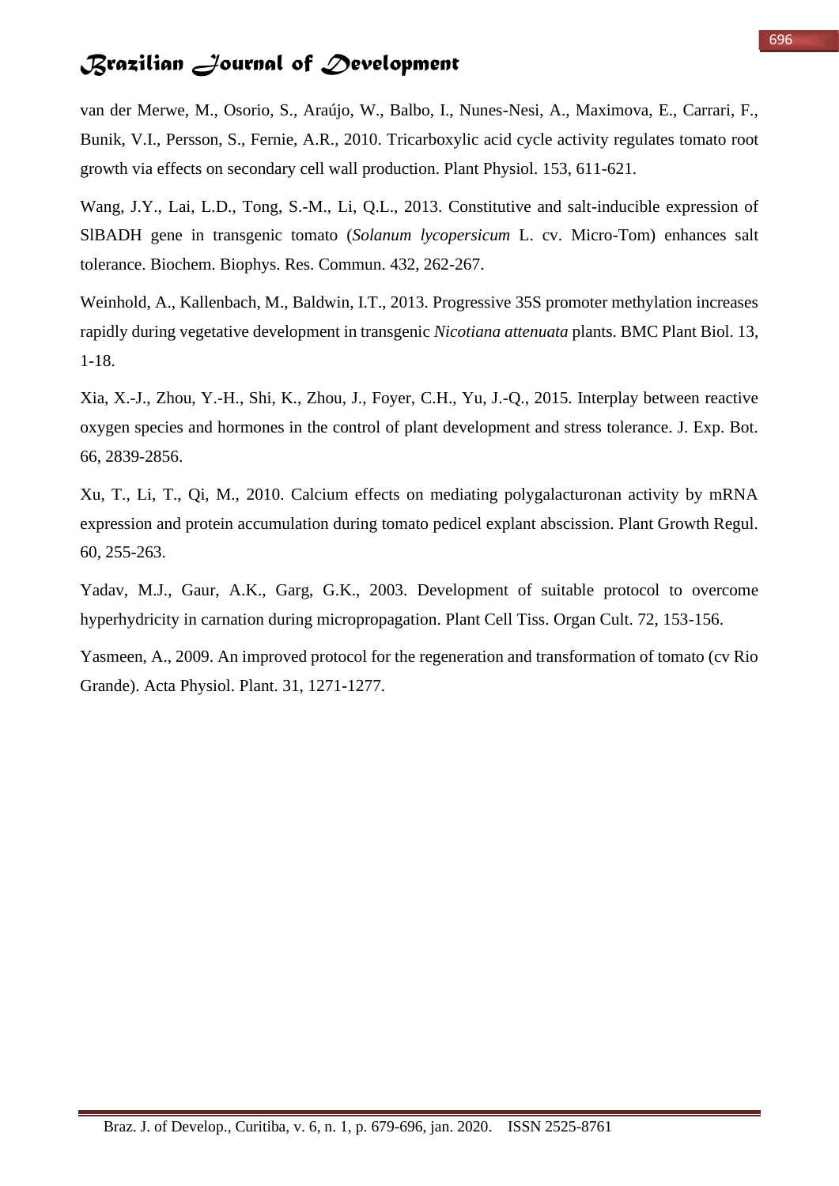van der Merwe, M., Osorio, S., Araújo, W., Balbo, I., Nunes-Nesi, A., Maximova, E., Carrari, F., Bunik, V.I., Persson, S., Fernie, A.R., 2010. Tricarboxylic acid cycle activity regulates tomato root growth via effects on secondary cell wall production. Plant Physiol. 153, 611-621.

Wang, J.Y., Lai, L.D., Tong, S.-M., Li, Q.L., 2013. Constitutive and salt-inducible expression of SlBADH gene in transgenic tomato (*Solanum lycopersicum* L. cv. Micro-Tom) enhances salt tolerance. Biochem. Biophys. Res. Commun. 432, 262-267.

Weinhold, A., Kallenbach, M., Baldwin, I.T., 2013. Progressive 35S promoter methylation increases rapidly during vegetative development in transgenic *Nicotiana attenuata* plants. BMC Plant Biol. 13, 1-18.

Xia, X.-J., Zhou, Y.-H., Shi, K., Zhou, J., Foyer, C.H., Yu, J.-Q., 2015. Interplay between reactive oxygen species and hormones in the control of plant development and stress tolerance. J. Exp. Bot. 66, 2839-2856.

Xu, T., Li, T., Qi, M., 2010. Calcium effects on mediating polygalacturonan activity by mRNA expression and protein accumulation during tomato pedicel explant abscission. Plant Growth Regul. 60, 255-263.

Yadav, M.J., Gaur, A.K., Garg, G.K., 2003. Development of suitable protocol to overcome hyperhydricity in carnation during micropropagation. Plant Cell Tiss. Organ Cult. 72, 153-156.

Yasmeen, A., 2009. An improved protocol for the regeneration and transformation of tomato (cv Rio Grande). Acta Physiol. Plant. 31, 1271-1277.